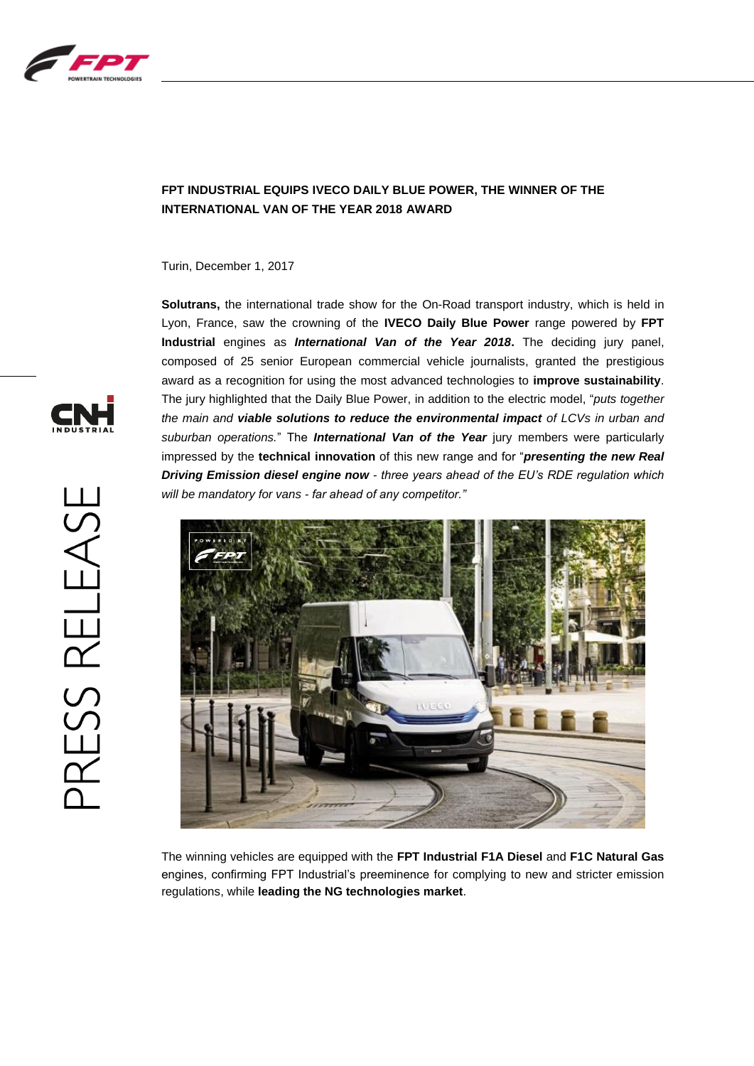# FPT INDUSTRIAL EQUIPS IVECO DAILY BLUE POWER, THE WINNER OF THE INTERNATIONAL VAN OF THE YEAR 2018 AWARD

Turin, December 1, 2017

**Solutrans,** the international trade show for the On-Road transport industry, which is held in Lyon, France, saw the crowning of the **IVECO Daily Blue Power** range powered by **FPT Industrial** engines as ***International Van of the Year 2018*.** The deciding jury panel, composed of 25 senior European commercial vehicle journalists, granted the prestigious award as a recognition for using the most advanced technologies to **improve sustainability**. The jury highlighted that the Daily Blue Power, in addition to the electric model, "*puts together the main and **viable solutions to reduce the environmental impact** of LCVs in urban and suburban operations.*" The ***International Van of the Year*** jury members were particularly impressed by the **technical innovation** of this new range and for "***presenting the new Real Driving Emission diesel engine now** - three years ahead of the EU's RDE regulation which will be mandatory for vans - far ahead of any competitor.*"

The winning vehicles are equipped with the **FPT Industrial F1A Diesel** and **F1C Natural Gas** engines, confirming FPT Industrial's preeminence for complying to new and stricter emission regulations, while **leading the NG technologies market**.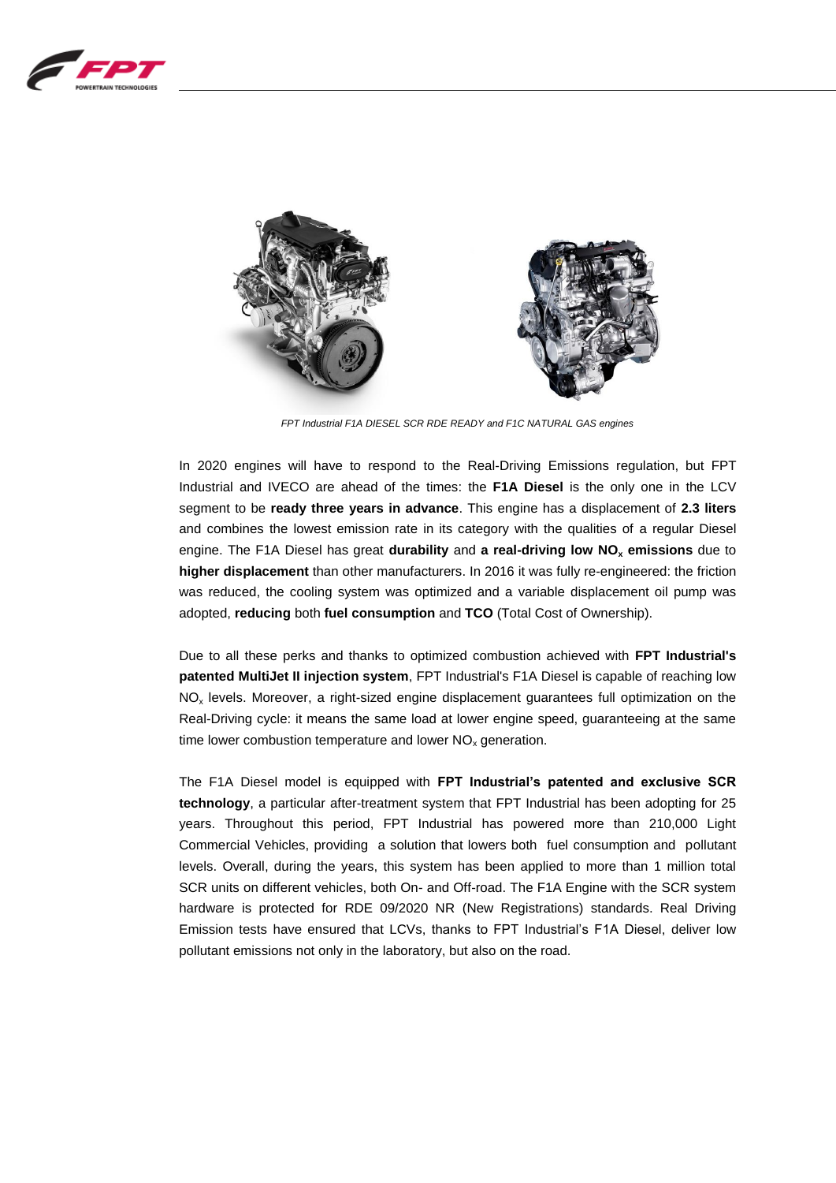*FPT Industrial F1A DIESEL SCR RDE READY and F1C NATURAL GAS engines*

In 2020 engines will have to respond to the Real-Driving Emissions regulation, but FPT Industrial and IVECO are ahead of the times: the **F1A Diesel** is the only one in the LCV segment to be **ready three years in advance**. This engine has a displacement of **2.3 liters** and combines the lowest emission rate in its category with the qualities of a regular Diesel engine. The F1A Diesel has great **durability** and **a real-driving low $NO_x$ emissions** due to **higher displacement** than other manufacturers. In 2016 it was fully re-engineered: the friction was reduced, the cooling system was optimized and a variable displacement oil pump was adopted, **reducing** both **fuel consumption** and **TCO** (Total Cost of Ownership).

Due to all these perks and thanks to optimized combustion achieved with **FPT Industrial's patented MultiJet II injection system**, FPT Industrial's F1A Diesel is capable of reaching low $NO_x$ levels. Moreover, a right-sized engine displacement guarantees full optimization on the Real-Driving cycle: it means the same load at lower engine speed, guaranteeing at the same time lower combustion temperature and lower $NO_x$ generation.

The F1A Diesel model is equipped with **FPT Industrial's patented and exclusive SCR technology**, a particular after-treatment system that FPT Industrial has been adopting for 25 years. Throughout this period, FPT Industrial has powered more than 210,000 Light Commercial Vehicles, providing a solution that lowers both fuel consumption and pollutant levels. Overall, during the years, this system has been applied to more than 1 million total SCR units on different vehicles, both On- and Off-road. The F1A Engine with the SCR system hardware is protected for RDE 09/2020 NR (New Registrations) standards. Real Driving Emission tests have ensured that LCVs, thanks to FPT Industrial's F1A Diesel, deliver low pollutant emissions not only in the laboratory, but also on the road.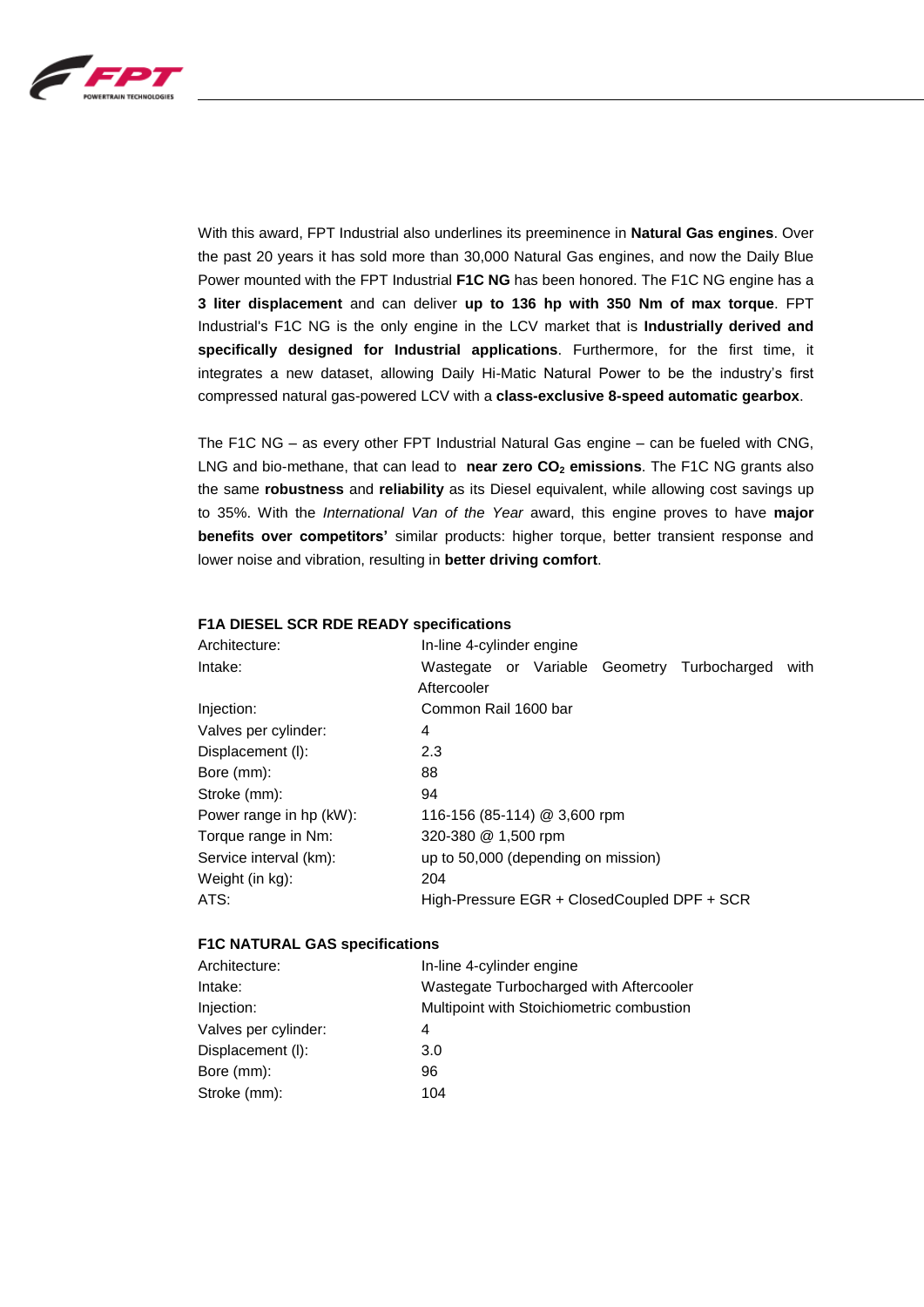With this award, FPT Industrial also underlines its preeminence in **Natural Gas engines**. Over the past 20 years it has sold more than 30,000 Natural Gas engines, and now the Daily Blue Power mounted with the FPT Industrial **F1C NG** has been honored. The F1C NG engine has a **3 liter displacement** and can deliver **up to 136 hp with 350 Nm of max torque**. FPT Industrial's F1C NG is the only engine in the LCV market that is **Industrially derived and specifically designed for Industrial applications**. Furthermore, for the first time, it integrates a new dataset, allowing Daily Hi-Matic Natural Power to be the industry's first compressed natural gas-powered LCV with a **class-exclusive 8-speed automatic gearbox**.

The F1C NG – as every other FPT Industrial Natural Gas engine – can be fueled with CNG, LNG and bio-methane, that can lead to **near zero $CO_2$ emissions**. The F1C NG grants also the same **robustness** and **reliability** as its Diesel equivalent, while allowing cost savings up to 35%. With the *International Van of the Year* award, this engine proves to have **major benefits over competitors'** similar products: higher torque, better transient response and lower noise and vibration, resulting in **better driving comfort**.

**F1A DIESEL SCR RDE READY specifications**

| | |
|---|---|
| Architecture: | In-line 4-cylinder engine |
| Intake: | Wastegate or Variable Geometry Turbocharged with Aftercooler |
| Injection: | Common Rail 1600 bar |
| Valves per cylinder: | 4 |
| Displacement (l): | 2.3 |
| Bore (mm): | 88 |
| Stroke (mm): | 94 |
| Power range in hp (kW): | 116-156 (85-114) @ 3,600 rpm |
| Torque range in Nm: | 320-380 @ 1,500 rpm |
| Service interval (km): | up to 50,000 (depending on mission) |
| Weight (in kg): | 204 |
| ATS: | High-Pressure EGR + ClosedCoupled DPF + SCR |

**F1C NATURAL GAS specifications**

| | |
|---|---|
| Architecture: | In-line 4-cylinder engine |
| Intake: | Wastegate Turbocharged with Aftercooler |
| Injection: | Multipoint with Stoichiometric combustion |
| Valves per cylinder: | 4 |
| Displacement (l): | 3.0 |
| Bore (mm): | 96 |
| Stroke (mm): | 104 |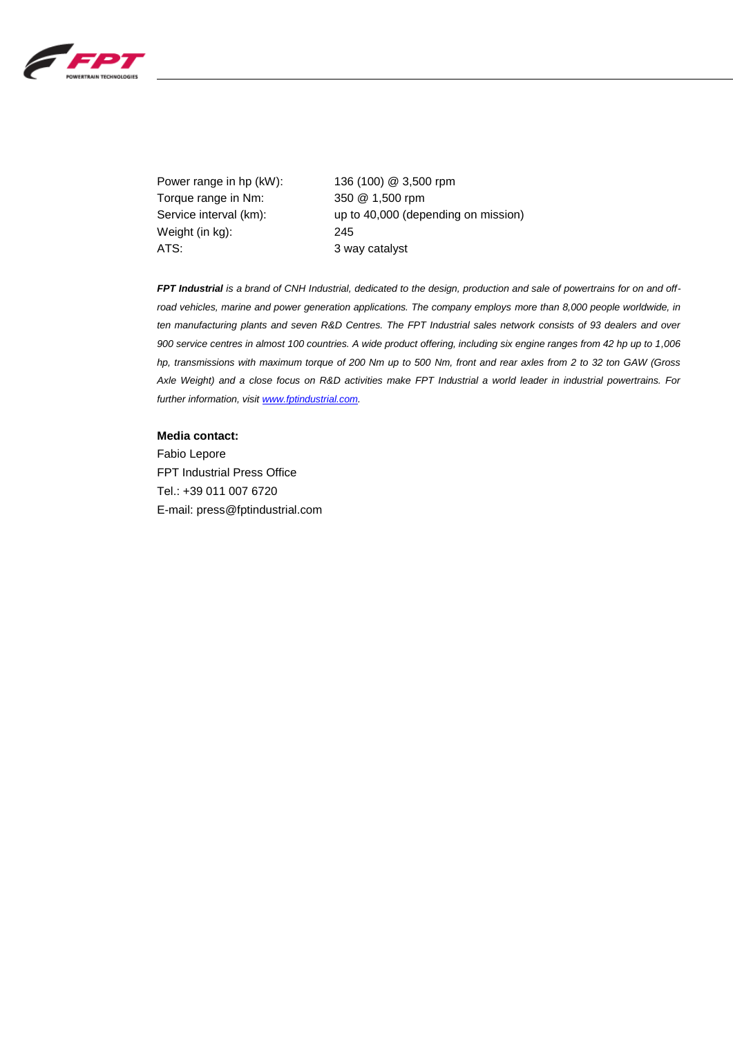| | |
|---|---|
| Power range in hp (kW): | 136 (100) @ 3,500 rpm |
| Torque range in Nm: | 350 @ 1,500 rpm |
| Service interval (km): | up to 40,000 (depending on mission) |
| Weight (in kg): | 245 |
| ATS: | 3 way catalyst |

***FPT Industrial*** *is a brand of CNH Industrial, dedicated to the design, production and sale of powertrains for on and off-road vehicles, marine and power generation applications. The company employs more than 8,000 people worldwide, in ten manufacturing plants and seven R&D Centres. The FPT Industrial sales network consists of 93 dealers and over 900 service centres in almost 100 countries. A wide product offering, including six engine ranges from 42 hp up to 1,006 hp, transmissions with maximum torque of 200 Nm up to 500 Nm, front and rear axles from 2 to 32 ton GAW (Gross Axle Weight) and a close focus on R&D activities make FPT Industrial a world leader in industrial powertrains. For further information, visit [www.fptindustrial.com](http://www.fptindustrial.com).*

**Media contact:**
Fabio Lepore
FPT Industrial Press Office
Tel.: +39 011 007 6720
E-mail: press@fptindustrial.com